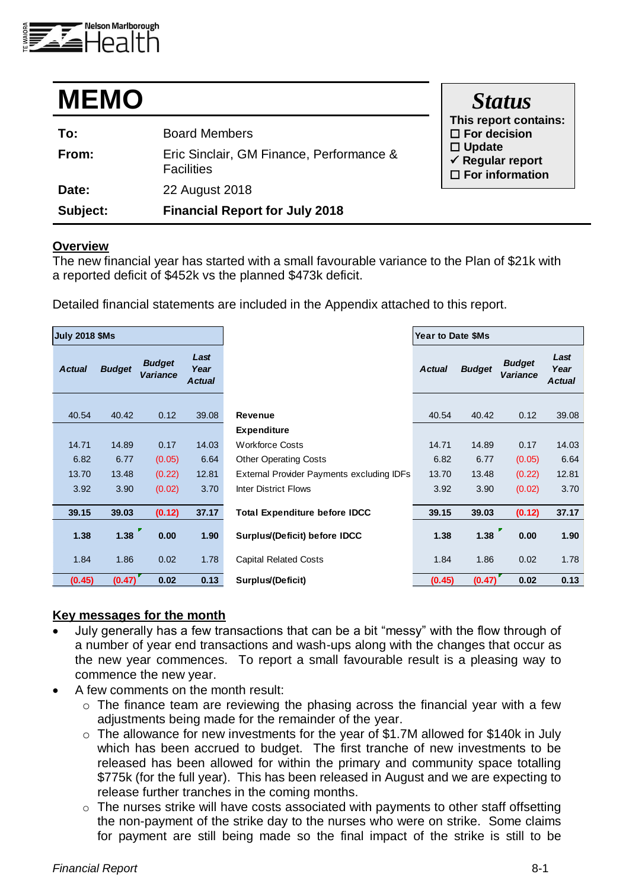# MEMO

| | |
|---|---|
| **To:** | Board Members |
| **From:** | Eric Sinclair, GM Finance, Performance & Facilities |
| **Date:** | 22 August 2018 |
| **Subject:** | **Financial Report for July 2018** |

**Status**

**This report contains:**
- ☐ **For decision**
- ☐ **Update**
- ✓ **Regular report**
- ☐ **For information**

## Overview

The new financial year has started with a small favourable variance to the Plan of $21k with a reported deficit of $452k vs the planned $473k deficit.

Detailed financial statements are included in the Appendix attached to this report.

| July 2018 $Ms | | | | | Year to Date $Ms | | | |
|---|---|---|---|---|---|---|---|---|
| *Actual* | *Budget* | *Budget Variance* | *Last Year Actual* | | *Actual* | *Budget* | *Budget Variance* | *Last Year Actual* |
| 40.54 | 40.42 | 0.12 | 39.08 | **Revenue** | 40.54 | 40.42 | 0.12 | 39.08 |
| | | | | **Expenditure** | | | | |
| 14.71 | 14.89 | 0.17 | 14.03 | Workforce Costs | 14.71 | 14.89 | 0.17 | 14.03 |
| 6.82 | 6.77 | (0.05) | 6.64 | Other Operating Costs | 6.82 | 6.77 | (0.05) | 6.64 |
| 13.70 | 13.48 | (0.22) | 12.81 | External Provider Payments excluding IDFs | 13.70 | 13.48 | (0.22) | 12.81 |
| 3.92 | 3.90 | (0.02) | 3.70 | Inter District Flows | 3.92 | 3.90 | (0.02) | 3.70 |
| **39.15** | **39.03** | **(0.12)** | **37.17** | **Total Expenditure before IDCC** | **39.15** | **39.03** | **(0.12)** | **37.17** |
| **1.38** | **1.38** | **0.00** | **1.90** | **Surplus/(Deficit) before IDCC** | **1.38** | **1.38** | **0.00** | **1.90** |
| 1.84 | 1.86 | 0.02 | 1.78 | Capital Related Costs | 1.84 | 1.86 | 0.02 | 1.78 |
| **(0.45)** | **(0.47)** | **0.02** | **0.13** | **Surplus/(Deficit)** | **(0.45)** | **(0.47)** | **0.02** | **0.13** |

## Key messages for the month

- July generally has a few transactions that can be a bit “messy” with the flow through of a number of year end transactions and wash-ups along with the changes that occur as the new year commences. To report a small favourable result is a pleasing way to commence the new year.
- A few comments on the month result:
  - The finance team are reviewing the phasing across the financial year with a few adjustments being made for the remainder of the year.
  - The allowance for new investments for the year of $1.7M allowed for $140k in July which has been accrued to budget. The first tranche of new investments to be released has been allowed for within the primary and community space totalling $775k (for the full year). This has been released in August and we are expecting to release further tranches in the coming months.
  - The nurses strike will have costs associated with payments to other staff offsetting the non-payment of the strike day to the nurses who were on strike. Some claims for payment are still being made so the final impact of the strike is still to be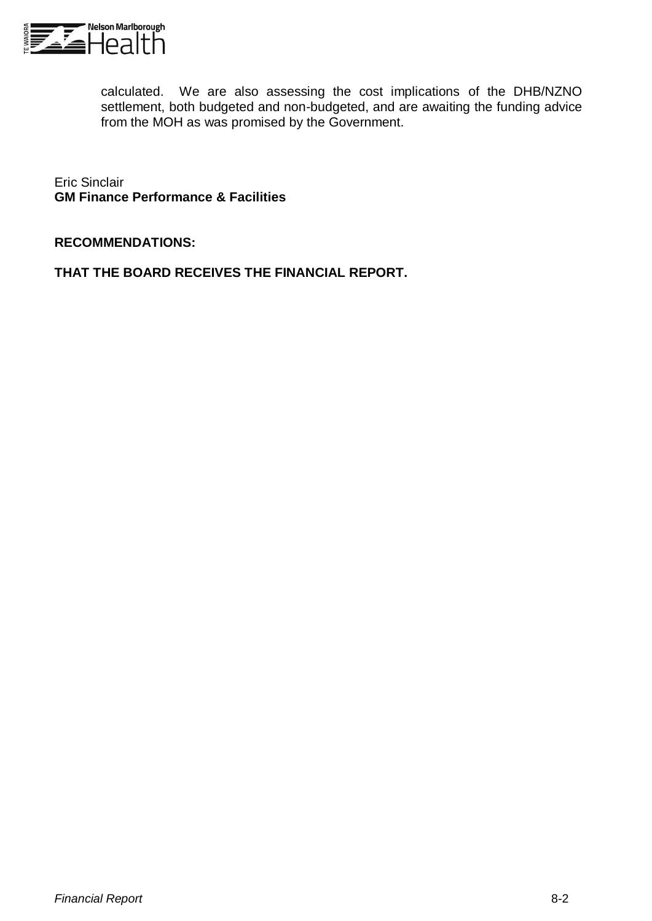calculated. We are also assessing the cost implications of the DHB/NZNO settlement, both budgeted and non-budgeted, and are awaiting the funding advice from the MOH as was promised by the Government.

Eric Sinclair
**GM Finance Performance & Facilities**

**RECOMMENDATIONS:**

**THAT THE BOARD RECEIVES THE FINANCIAL REPORT.**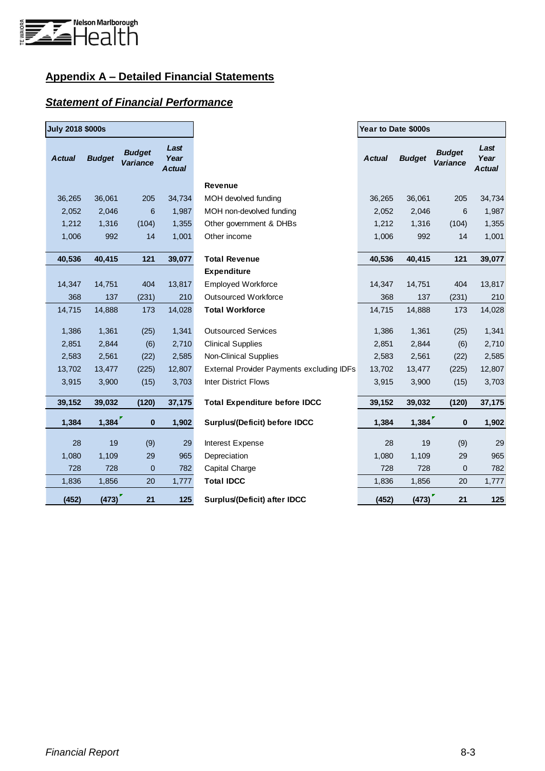## Appendix A – Detailed Financial Statements

### *Statement of Financial Performance*

| July 2018 $000s | | | | | Year to Date $000s | | | |
|---|---|---|---|---|---|---|---|---|
| *Actual* | *Budget* | *Budget Variance* | *Last Year Actual* | | *Actual* | *Budget* | *Budget Variance* | *Last Year Actual* |
| | | | | **Revenue** | | | | |
| 36,265 | 36,061 | 205 | 34,734 | MOH devolved funding | 36,265 | 36,061 | 205 | 34,734 |
| 2,052 | 2,046 | 6 | 1,987 | MOH non-devolved funding | 2,052 | 2,046 | 6 | 1,987 |
| 1,212 | 1,316 | (104) | 1,355 | Other government & DHBs | 1,212 | 1,316 | (104) | 1,355 |
| 1,006 | 992 | 14 | 1,001 | Other income | 1,006 | 992 | 14 | 1,001 |
| **40,536** | **40,415** | **121** | **39,077** | **Total Revenue** | **40,536** | **40,415** | **121** | **39,077** |
| | | | | **Expenditure** | | | | |
| 14,347 | 14,751 | 404 | 13,817 | Employed Workforce | 14,347 | 14,751 | 404 | 13,817 |
| 368 | 137 | (231) | 210 | Outsourced Workforce | 368 | 137 | (231) | 210 |
| 14,715 | 14,888 | 173 | 14,028 | **Total Workforce** | 14,715 | 14,888 | 173 | 14,028 |
| 1,386 | 1,361 | (25) | 1,341 | Outsourced Services | 1,386 | 1,361 | (25) | 1,341 |
| 2,851 | 2,844 | (6) | 2,710 | Clinical Supplies | 2,851 | 2,844 | (6) | 2,710 |
| 2,583 | 2,561 | (22) | 2,585 | Non-Clinical Supplies | 2,583 | 2,561 | (22) | 2,585 |
| 13,702 | 13,477 | (225) | 12,807 | External Provider Payments excluding IDFs | 13,702 | 13,477 | (225) | 12,807 |
| 3,915 | 3,900 | (15) | 3,703 | Inter District Flows | 3,915 | 3,900 | (15) | 3,703 |
| **39,152** | **39,032** | **(120)** | **37,175** | **Total Expenditure before IDCC** | **39,152** | **39,032** | **(120)** | **37,175** |
| **1,384** | **1,384** | **0** | **1,902** | **Surplus/(Deficit) before IDCC** | **1,384** | **1,384** | **0** | **1,902** |
| 28 | 19 | (9) | 29 | Interest Expense | 28 | 19 | (9) | 29 |
| 1,080 | 1,109 | 29 | 965 | Depreciation | 1,080 | 1,109 | 29 | 965 |
| 728 | 728 | 0 | 782 | Capital Charge | 728 | 728 | 0 | 782 |
| 1,836 | 1,856 | 20 | 1,777 | **Total IDCC** | 1,836 | 1,856 | 20 | 1,777 |
| **(452)** | **(473)** | **21** | **125** | **Surplus/(Deficit) after IDCC** | **(452)** | **(473)** | **21** | **125** |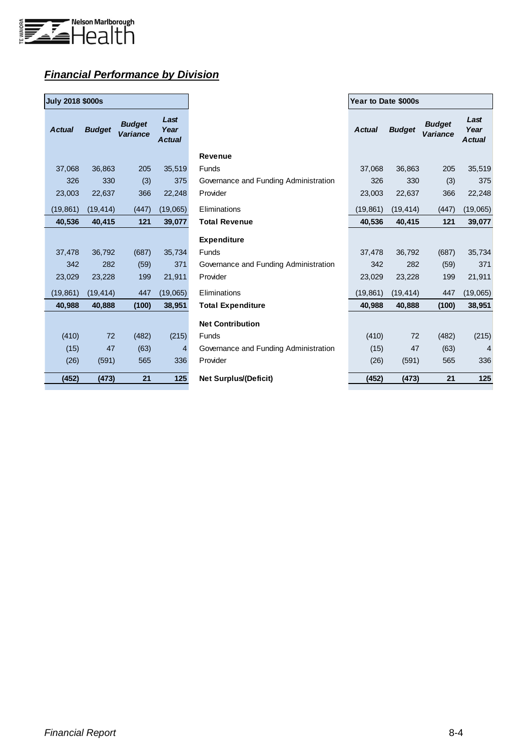## ***Financial Performance by Division***

| July 2018 $000s | | | | | Year to Date $000s | | | |
|---|---|---|---|---|---|---|---|---|
| ***Actual*** | ***Budget*** | ***Budget Variance*** | ***Last Year Actual*** | | ***Actual*** | ***Budget*** | ***Budget Variance*** | ***Last Year Actual*** |
| | | | | **Revenue** | | | | |
| 37,068 | 36,863 | 205 | 35,519 | Funds | 37,068 | 36,863 | 205 | 35,519 |
| 326 | 330 | (3) | 375 | Governance and Funding Administration | 326 | 330 | (3) | 375 |
| 23,003 | 22,637 | 366 | 22,248 | Provider | 23,003 | 22,637 | 366 | 22,248 |
| (19,861) | (19,414) | (447) | (19,065) | Eliminations | (19,861) | (19,414) | (447) | (19,065) |
| **40,536** | **40,415** | **121** | **39,077** | **Total Revenue** | **40,536** | **40,415** | **121** | **39,077** |
| | | | | **Expenditure** | | | | |
| 37,478 | 36,792 | (687) | 35,734 | Funds | 37,478 | 36,792 | (687) | 35,734 |
| 342 | 282 | (59) | 371 | Governance and Funding Administration | 342 | 282 | (59) | 371 |
| 23,029 | 23,228 | 199 | 21,911 | Provider | 23,029 | 23,228 | 199 | 21,911 |
| (19,861) | (19,414) | 447 | (19,065) | Eliminations | (19,861) | (19,414) | 447 | (19,065) |
| **40,988** | **40,888** | **(100)** | **38,951** | **Total Expenditure** | **40,988** | **40,888** | **(100)** | **38,951** |
| | | | | **Net Contribution** | | | | |
| (410) | 72 | (482) | (215) | Funds | (410) | 72 | (482) | (215) |
| (15) | 47 | (63) | 4 | Governance and Funding Administration | (15) | 47 | (63) | 4 |
| (26) | (591) | 565 | 336 | Provider | (26) | (591) | 565 | 336 |
| **(452)** | **(473)** | **21** | **125** | **Net Surplus/(Deficit)** | **(452)** | **(473)** | **21** | **125** |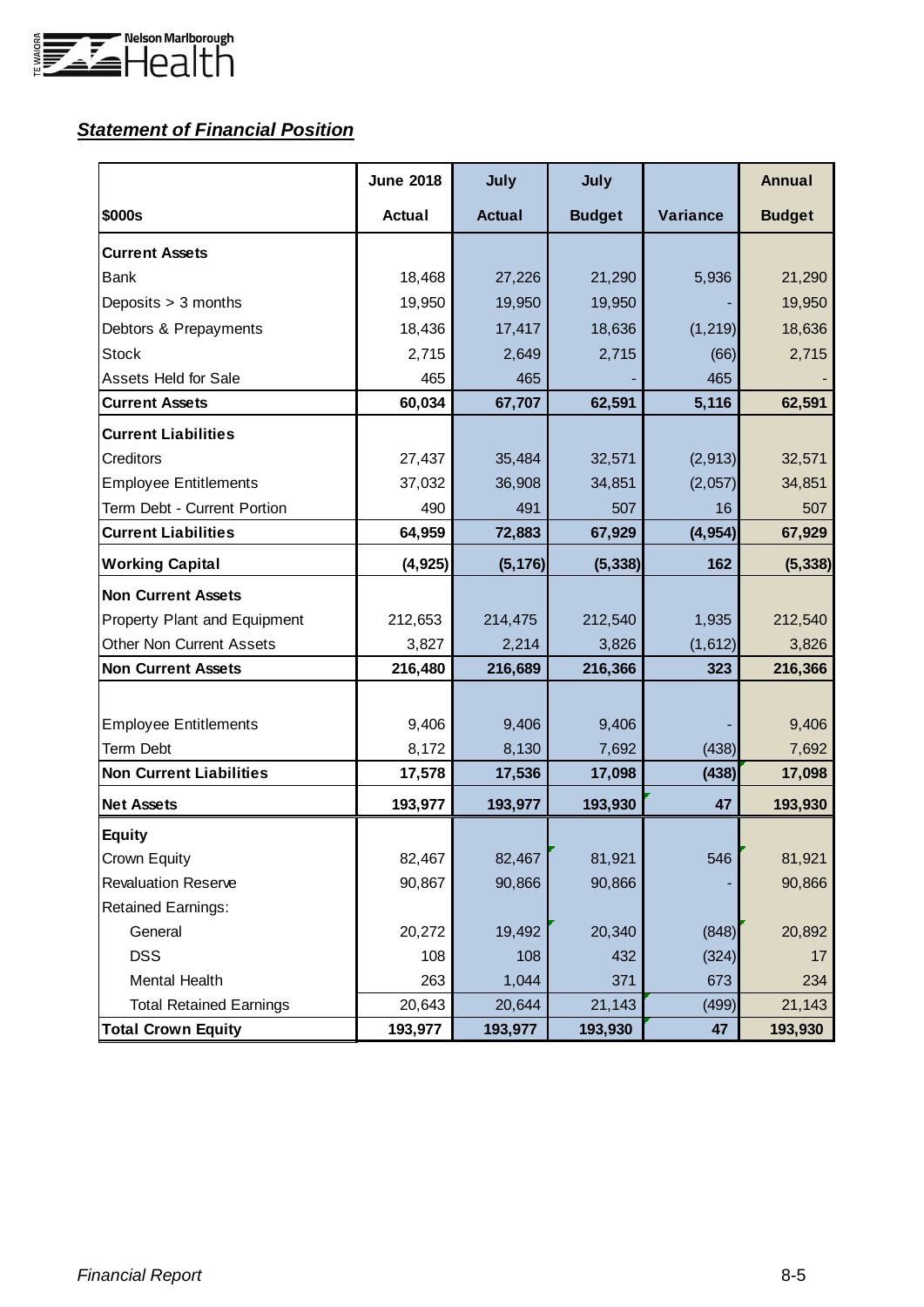## ***Statement of Financial Position***

| $000s | June 2018 Actual | July Actual | July Budget | Variance | Annual Budget |
|---|---|---|---|---|---|
| **Current Assets** | | | | | |
| Bank | 18,468 | 27,226 | 21,290 | 5,936 | 21,290 |
| Deposits > 3 months | 19,950 | 19,950 | 19,950 | - | 19,950 |
| Debtors & Prepayments | 18,436 | 17,417 | 18,636 | (1,219) | 18,636 |
| Stock | 2,715 | 2,649 | 2,715 | (66) | 2,715 |
| Assets Held for Sale | 465 | 465 | - | 465 | - |
| **Current Assets** | **60,034** | **67,707** | **62,591** | **5,116** | **62,591** |
| **Current Liabilities** | | | | | |
| Creditors | 27,437 | 35,484 | 32,571 | (2,913) | 32,571 |
| Employee Entitlements | 37,032 | 36,908 | 34,851 | (2,057) | 34,851 |
| Term Debt - Current Portion | 490 | 491 | 507 | 16 | 507 |
| **Current Liabilities** | **64,959** | **72,883** | **67,929** | **(4,954)** | **67,929** |
| **Working Capital** | **(4,925)** | **(5,176)** | **(5,338)** | **162** | **(5,338)** |
| **Non Current Assets** | | | | | |
| Property Plant and Equipment | 212,653 | 214,475 | 212,540 | 1,935 | 212,540 |
| Other Non Current Assets | 3,827 | 2,214 | 3,826 | (1,612) | 3,826 |
| **Non Current Assets** | **216,480** | **216,689** | **216,366** | **323** | **216,366** |
| | | | | | |
| Employee Entitlements | 9,406 | 9,406 | 9,406 | - | 9,406 |
| Term Debt | 8,172 | 8,130 | 7,692 | (438) | 7,692 |
| **Non Current Liabilities** | **17,578** | **17,536** | **17,098** | **(438)** | **17,098** |
| **Net Assets** | **193,977** | **193,977** | **193,930** | **47** | **193,930** |
| **Equity** | | | | | |
| Crown Equity | 82,467 | 82,467 | 81,921 | 546 | 81,921 |
| Revaluation Reserve | 90,867 | 90,866 | 90,866 | - | 90,866 |
| Retained Earnings: | | | | | |
| General | 20,272 | 19,492 | 20,340 | (848) | 20,892 |
| DSS | 108 | 108 | 432 | (324) | 17 |
| Mental Health | 263 | 1,044 | 371 | 673 | 234 |
| Total Retained Earnings | 20,643 | 20,644 | 21,143 | (499) | 21,143 |
| **Total Crown Equity** | **193,977** | **193,977** | **193,930** | **47** | **193,930** |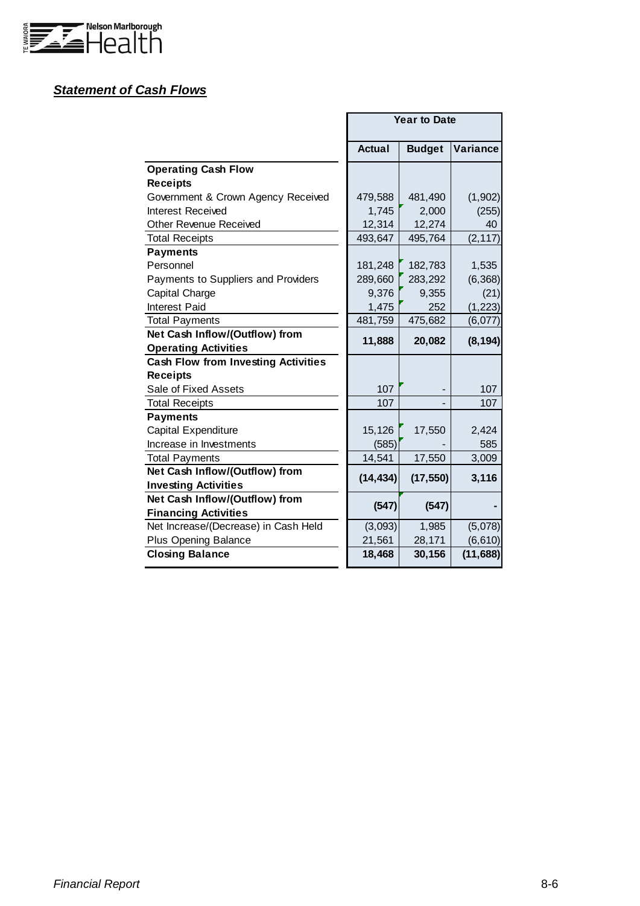## ***Statement of Cash Flows***

| | Year to Date | | |
|---|---|---|---|
| | **Actual** | **Budget** | **Variance** |
| **Operating Cash Flow** | | | |
| **Receipts** | | | |
| Government & Crown Agency Received | 479,588 | 481,490 | (1,902) |
| Interest Received | 1,745 | 2,000 | (255) |
| Other Revenue Received | 12,314 | 12,274 | 40 |
| Total Receipts | 493,647 | 495,764 | (2,117) |
| **Payments** | | | |
| Personnel | 181,248 | 182,783 | 1,535 |
| Payments to Suppliers and Providers | 289,660 | 283,292 | (6,368) |
| Capital Charge | 9,376 | 9,355 | (21) |
| Interest Paid | 1,475 | 252 | (1,223) |
| Total Payments | 481,759 | 475,682 | (6,077) |
| **Net Cash Inflow/(Outflow) from Operating Activities** | **11,888** | **20,082** | **(8,194)** |
| **Cash Flow from Investing Activities** | | | |
| **Receipts** | | | |
| Sale of Fixed Assets | 107 | - | 107 |
| Total Receipts | 107 | - | 107 |
| **Payments** | | | |
| Capital Expenditure | 15,126 | 17,550 | 2,424 |
| Increase in Investments | (585) | - | 585 |
| Total Payments | 14,541 | 17,550 | 3,009 |
| **Net Cash Inflow/(Outflow) from Investing Activities** | **(14,434)** | **(17,550)** | **3,116** |
| **Net Cash Inflow/(Outflow) from Financing Activities** | **(547)** | **(547)** | **-** |
| Net Increase/(Decrease) in Cash Held | (3,093) | 1,985 | (5,078) |
| Plus Opening Balance | 21,561 | 28,171 | (6,610) |
| **Closing Balance** | **18,468** | **30,156** | **(11,688)** |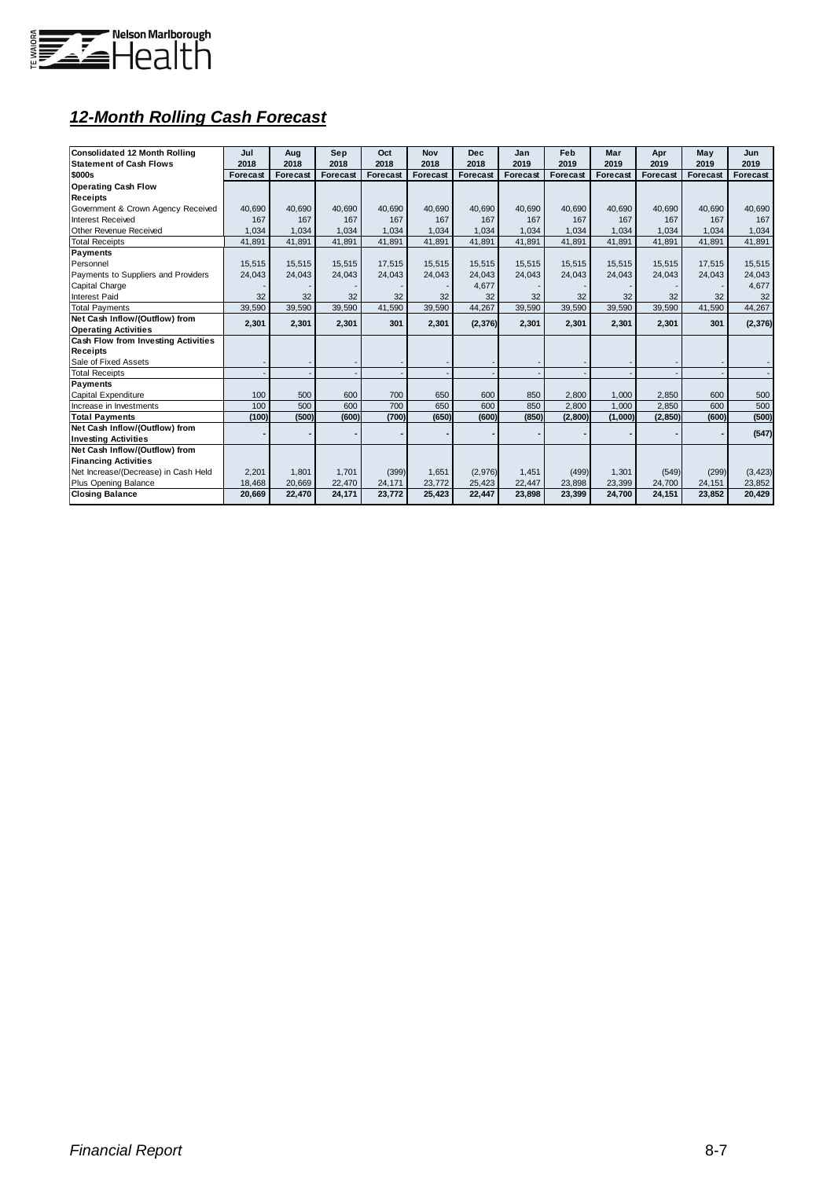## *12-Month Rolling Cash Forecast*

| Consolidated 12 Month Rolling Statement of Cash Flows $000s | Jul 2018 Forecast | Aug 2018 Forecast | Sep 2018 Forecast | Oct 2018 Forecast | Nov 2018 Forecast | Dec 2018 Forecast | Jan 2019 Forecast | Feb 2019 Forecast | Mar 2019 Forecast | Apr 2019 Forecast | May 2019 Forecast | Jun 2019 Forecast |
|---|---|---|---|---|---|---|---|---|---|---|---|---|
| **Operating Cash Flow** | | | | | | | | | | | | |
| **Receipts** | | | | | | | | | | | | |
| Government & Crown Agency Received | 40,690 | 40,690 | 40,690 | 40,690 | 40,690 | 40,690 | 40,690 | 40,690 | 40,690 | 40,690 | 40,690 | 40,690 |
| Interest Received | 167 | 167 | 167 | 167 | 167 | 167 | 167 | 167 | 167 | 167 | 167 | 167 |
| Other Revenue Received | 1,034 | 1,034 | 1,034 | 1,034 | 1,034 | 1,034 | 1,034 | 1,034 | 1,034 | 1,034 | 1,034 | 1,034 |
| Total Receipts | 41,891 | 41,891 | 41,891 | 41,891 | 41,891 | 41,891 | 41,891 | 41,891 | 41,891 | 41,891 | 41,891 | 41,891 |
| **Payments** | | | | | | | | | | | | |
| Personnel | 15,515 | 15,515 | 15,515 | 17,515 | 15,515 | 15,515 | 15,515 | 15,515 | 15,515 | 15,515 | 17,515 | 15,515 |
| Payments to Suppliers and Providers | 24,043 | 24,043 | 24,043 | 24,043 | 24,043 | 24,043 | 24,043 | 24,043 | 24,043 | 24,043 | 24,043 | 24,043 |
| Capital Charge | - | - | - | - | - | 4,677 | - | - | - | - | - | 4,677 |
| Interest Paid | 32 | 32 | 32 | 32 | 32 | 32 | 32 | 32 | 32 | 32 | 32 | 32 |
| Total Payments | 39,590 | 39,590 | 39,590 | 41,590 | 39,590 | 44,267 | 39,590 | 39,590 | 39,590 | 39,590 | 41,590 | 44,267 |
| **Net Cash Inflow/(Outflow) from Operating Activities** | **2,301** | **2,301** | **2,301** | **301** | **2,301** | **(2,376)** | **2,301** | **2,301** | **2,301** | **2,301** | **301** | **(2,376)** |
| **Cash Flow from Investing Activities** | | | | | | | | | | | | |
| **Receipts** | | | | | | | | | | | | |
| Sale of Fixed Assets | - | - | - | - | - | - | - | - | - | - | - | - |
| Total Receipts | - | - | - | - | - | - | - | - | - | - | - | - |
| **Payments** | | | | | | | | | | | | |
| Capital Expenditure | 100 | 500 | 600 | 700 | 650 | 600 | 850 | 2,800 | 1,000 | 2,850 | 600 | 500 |
| Increase in Investments | 100 | 500 | 600 | 700 | 650 | 600 | 850 | 2,800 | 1,000 | 2,850 | 600 | 500 |
| **Total Payments** | **(100)** | **(500)** | **(600)** | **(700)** | **(650)** | **(600)** | **(850)** | **(2,800)** | **(1,000)** | **(2,850)** | **(600)** | **(500)** |
| **Net Cash Inflow/(Outflow) from Investing Activities** | **-** | **-** | **-** | **-** | **-** | **-** | **-** | **-** | **-** | **-** | **-** | **(547)** |
| **Net Cash Inflow/(Outflow) from Financing Activities** | | | | | | | | | | | | |
| Net Increase/(Decrease) in Cash Held | 2,201 | 1,801 | 1,701 | (399) | 1,651 | (2,976) | 1,451 | (499) | 1,301 | (549) | (299) | (3,423) |
| Plus Opening Balance | 18,468 | 20,669 | 22,470 | 24,171 | 23,772 | 25,423 | 22,447 | 23,898 | 23,399 | 24,700 | 24,151 | 23,852 |
| **Closing Balance** | **20,669** | **22,470** | **24,171** | **23,772** | **25,423** | **22,447** | **23,898** | **23,399** | **24,700** | **24,151** | **23,852** | **20,429** |